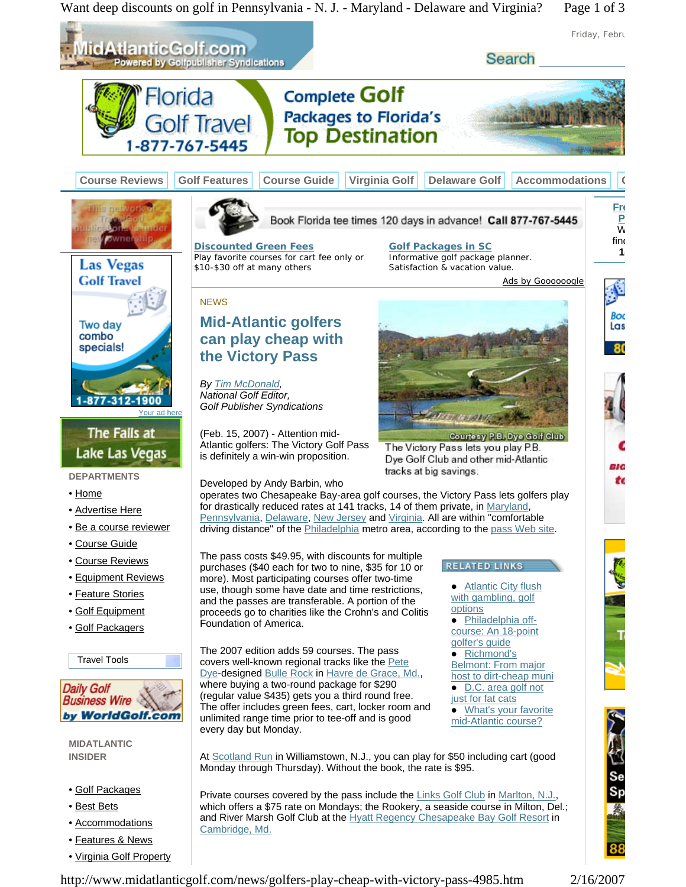MidAtlanticGolf.com
Powered by Golfpublisher Syndications

Search

Florida Golf Travel 1-877-767-5445 — Complete Golf Packages to Florida's Top Destination

Course Reviews | Golf Features | Course Guide | Virginia Golf | Delaware Golf | Accommodations

Book Florida tee times 120 days in advance! Call 877-767-5445

**Discounted Green Fees**
Play favorite courses for cart fee only or $10-$30 off at many others

**Golf Packages in SC**
Informative golf package planner. Satisfaction & vacation value.

Ads by Goooooogle

NEWS

# Mid-Atlantic golfers can play cheap with the Victory Pass

*By Tim McDonald,*
*National Golf Editor,*
*Golf Publisher Syndications*

Courtesy P.B. Dye Golf Club

The Victory Pass lets you play P.B. Dye Golf Club and other mid-Atlantic tracks at big savings.

(Feb. 15, 2007) - Attention mid-Atlantic golfers: The Victory Golf Pass is definitely a win-win proposition.

Developed by Andy Barbin, who operates two Chesapeake Bay-area golf courses, the Victory Pass lets golfers play for drastically reduced rates at 141 tracks, 14 of them private, in Maryland, Pennsylvania, Delaware, New Jersey and Virginia. All are within "comfortable driving distance" of the Philadelphia metro area, according to the pass Web site.

The pass costs $49.95, with discounts for multiple purchases ($40 each for two to nine, $35 for 10 or more). Most participating courses offer two-time use, though some have date and time restrictions, and the passes are transferable. A portion of the proceeds go to charities like the Crohn's and Colitis Foundation of America.

The 2007 edition adds 59 courses. The pass covers well-known regional tracks like the Pete Dye-designed Bulle Rock in Havre de Grace, Md., where buying a two-round package for $290 (regular value $435) gets you a third round free. The offer includes green fees, cart, locker room and unlimited range time prior to tee-off and is good every day but Monday.

**RELATED LINKS**

- Atlantic City flush with gambling, golf options
- Philadelphia off-course: An 18-point golfer's guide
- Richmond's Belmont: From major host to dirt-cheap muni
- D.C. area golf not just for fat cats
- What's your favorite mid-Atlantic course?

At Scotland Run in Williamstown, N.J., you can play for $50 including cart (good Monday through Thursday). Without the book, the rate is $95.

Private courses covered by the pass include the Links Golf Club in Marlton, N.J., which offers a $75 rate on Mondays; the Rookery, a seaside course in Milton, Del.; and River Marsh Golf Club at the Hyatt Regency Chesapeake Bay Golf Resort in Cambridge, Md.

**DEPARTMENTS**

- Home
- Advertise Here
- Be a course reviewer
- Course Guide
- Course Reviews
- Equipment Reviews
- Feature Stories
- Golf Equipment
- Golf Packagers

Travel Tools

**MIDATLANTIC INSIDER**

- Golf Packages
- Best Bets
- Accommodations
- Features & News
- Virginia Golf Property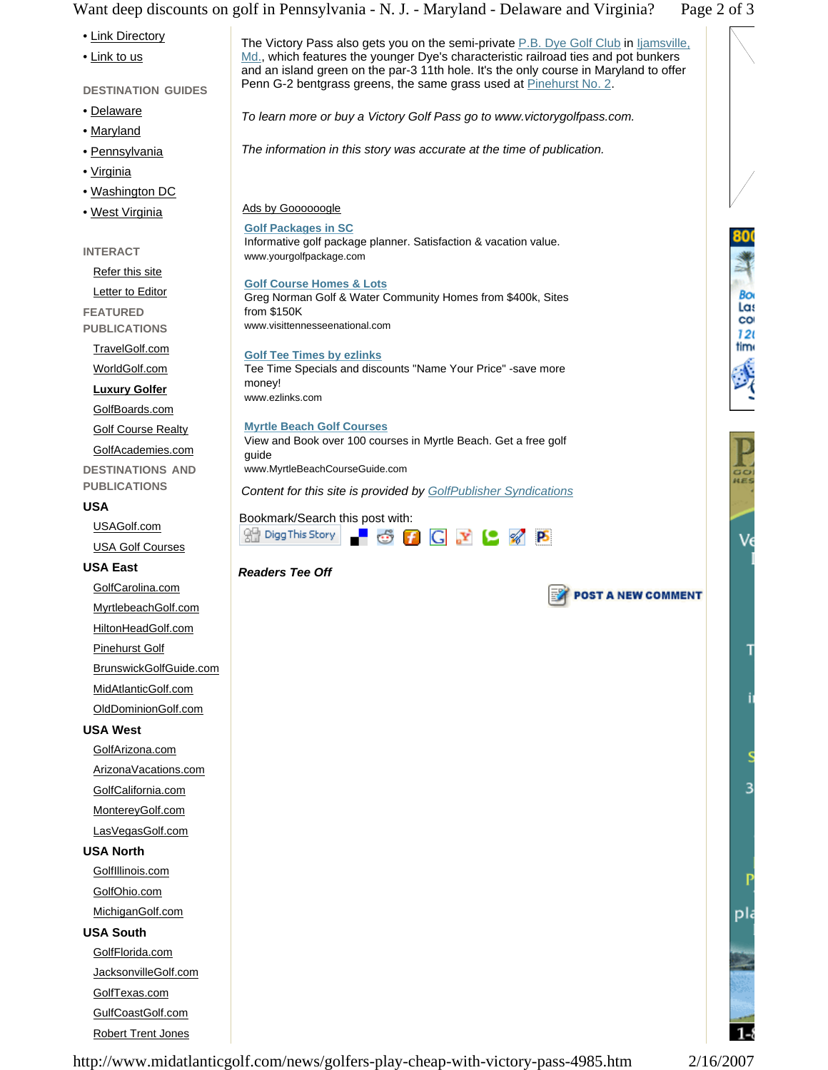- Link Directory
- Link to us

DESTINATION GUIDES

- Delaware
- Maryland
- Pennsylvania
- Virginia
- Washington DC
- West Virginia

INTERACT

Refer this site

Letter to Editor

FEATURED PUBLICATIONS

TravelGolf.com

WorldGolf.com

**Luxury Golfer**

GolfBoards.com

Golf Course Realty

GolfAcademies.com

DESTINATIONS AND PUBLICATIONS

**USA**

USAGolf.com

USA Golf Courses

**USA East**

GolfCarolina.com

MyrtlebeachGolf.com

HiltonHeadGolf.com

Pinehurst Golf

BrunswickGolfGuide.com

MidAtlanticGolf.com

OldDominionGolf.com

**USA West**

GolfArizona.com

ArizonaVacations.com

GolfCalifornia.com

MontereyGolf.com

LasVegasGolf.com

**USA North**

GolfIllinois.com

GolfOhio.com

MichiganGolf.com

**USA South**

GolfFlorida.com

JacksonvilleGolf.com

GolfTexas.com

GulfCoastGolf.com

Robert Trent Jones

The Victory Pass also gets you on the semi-private P.B. Dye Golf Club in Ijamsville, Md., which features the younger Dye's characteristic railroad ties and pot bunkers and an island green on the par-3 11th hole. It's the only course in Maryland to offer Penn G-2 bentgrass greens, the same grass used at Pinehurst No. 2.

*To learn more or buy a Victory Golf Pass go to www.victorygolfpass.com.*

*The information in this story was accurate at the time of publication.*

Ads by Goooooogle

**Golf Packages in SC**
Informative golf package planner. Satisfaction & vacation value.
www.yourgolfpackage.com

**Golf Course Homes & Lots**
Greg Norman Golf & Water Community Homes from $400k, Sites from $150K
www.visittennesseenational.com

**Golf Tee Times by ezlinks**
Tee Time Specials and discounts "Name Your Price" -save more money!
www.ezlinks.com

**Myrtle Beach Golf Courses**
View and Book over 100 courses in Myrtle Beach. Get a free golf guide
www.MyrtleBeachCourseGuide.com

*Content for this site is provided by GolfPublisher Syndications*

Bookmark/Search this post with:

Digg This Story

***Readers Tee Off***

POST A NEW COMMENT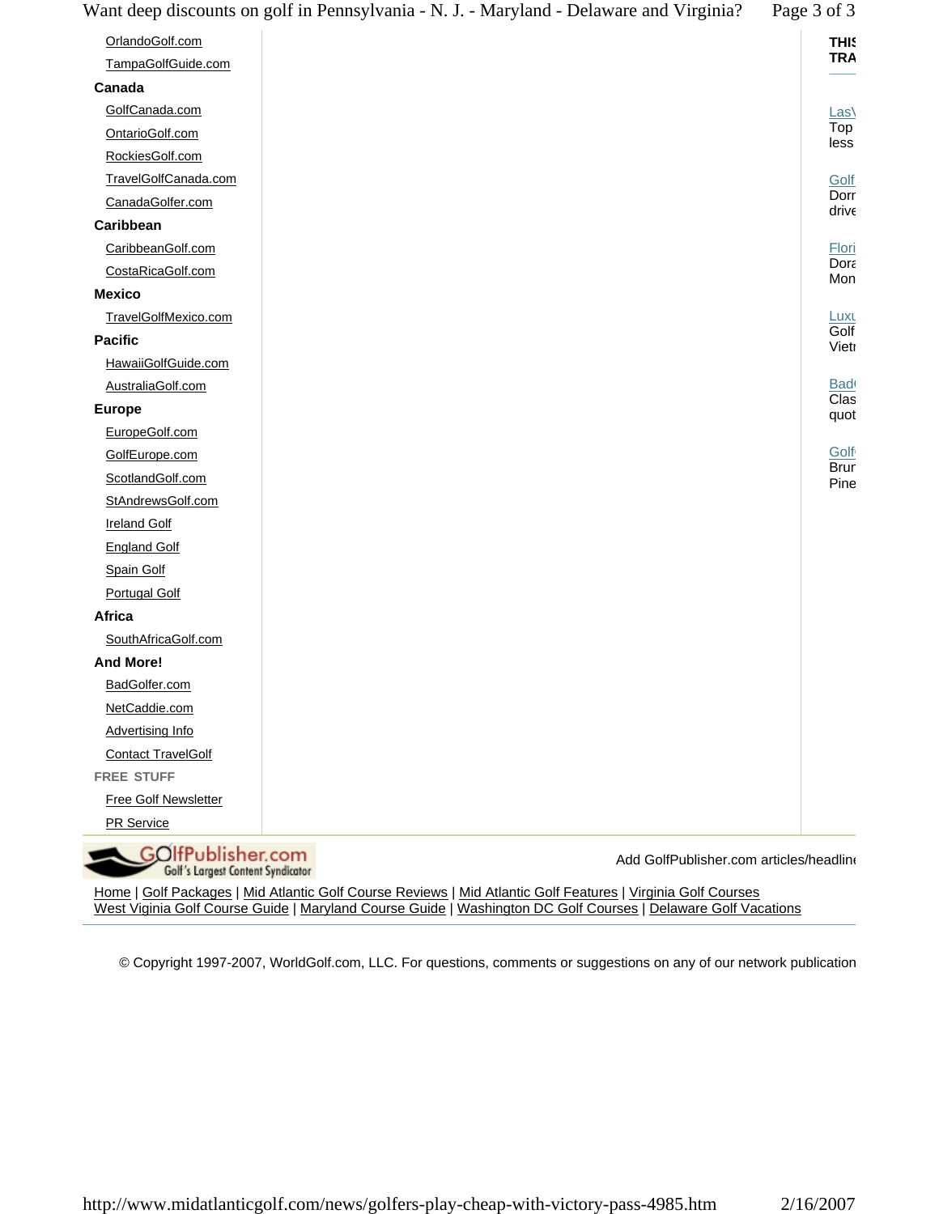- OrlandoGolf.com
- TampaGolfGuide.com

**Canada**

- GolfCanada.com
- OntarioGolf.com
- RockiesGolf.com
- TravelGolfCanada.com
- CanadaGolfer.com

**Caribbean**

- CaribbeanGolf.com
- CostaRicaGolf.com

**Mexico**

- TravelGolfMexico.com

**Pacific**

- HawaiiGolfGuide.com
- AustraliaGolf.com

**Europe**

- EuropeGolf.com
- GolfEurope.com
- ScotlandGolf.com
- StAndrewsGolf.com
- Ireland Golf
- England Golf
- Spain Golf
- Portugal Golf

**Africa**

- SouthAfricaGolf.com

**And More!**

- BadGolfer.com
- NetCaddie.com
- Advertising Info
- Contact TravelGolf

**FREE STUFF**

- Free Golf Newsletter
- PR Service

**THIS TRA**

Las\
Top
less

Golf
Dorr
drive

Flori
Dora
Mon

Luxu
Golf
Vietn

Bad
Clas
quot

Golf
Brur
Pine

GOlfPublisher.com Golf's Largest Content Syndicator

Add GolfPublisher.com articles/headline

Home | Golf Packages | Mid Atlantic Golf Course Reviews | Mid Atlantic Golf Features | Virginia Golf Courses
West Vigina Golf Course Guide | Maryland Course Guide | Washington DC Golf Courses | Delaware Golf Vacations

© Copyright 1997-2007, WorldGolf.com, LLC. For questions, comments or suggestions on any of our network publication